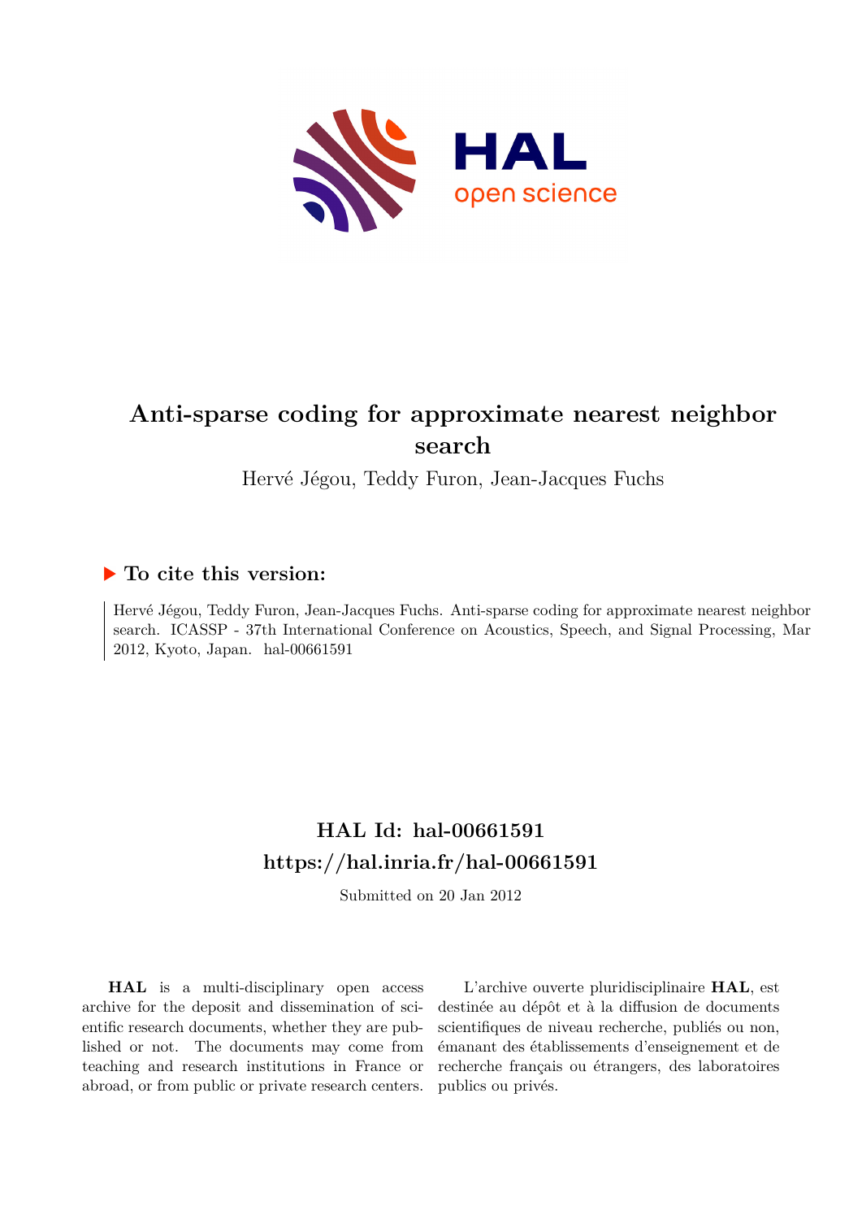# Anti-sparse coding for approximate nearest neighbor search

Hervé Jégou, Teddy Furon, Jean-Jacques Fuchs

## ▶ To cite this version:

Hervé Jégou, Teddy Furon, Jean-Jacques Fuchs. Anti-sparse coding for approximate nearest neighbor search. ICASSP - 37th International Conference on Acoustics, Speech, and Signal Processing, Mar 2012, Kyoto, Japan. hal-00661591

## HAL Id: hal-00661591

## https://hal.inria.fr/hal-00661591

Submitted on 20 Jan 2012

**HAL** is a multi-disciplinary open access archive for the deposit and dissemination of scientific research documents, whether they are published or not. The documents may come from teaching and research institutions in France or abroad, or from public or private research centers.

L'archive ouverte pluridisciplinaire **HAL**, est destinée au dépôt et à la diffusion de documents scientifiques de niveau recherche, publiés ou non, émanant des établissements d'enseignement et de recherche français ou étrangers, des laboratoires publics ou privés.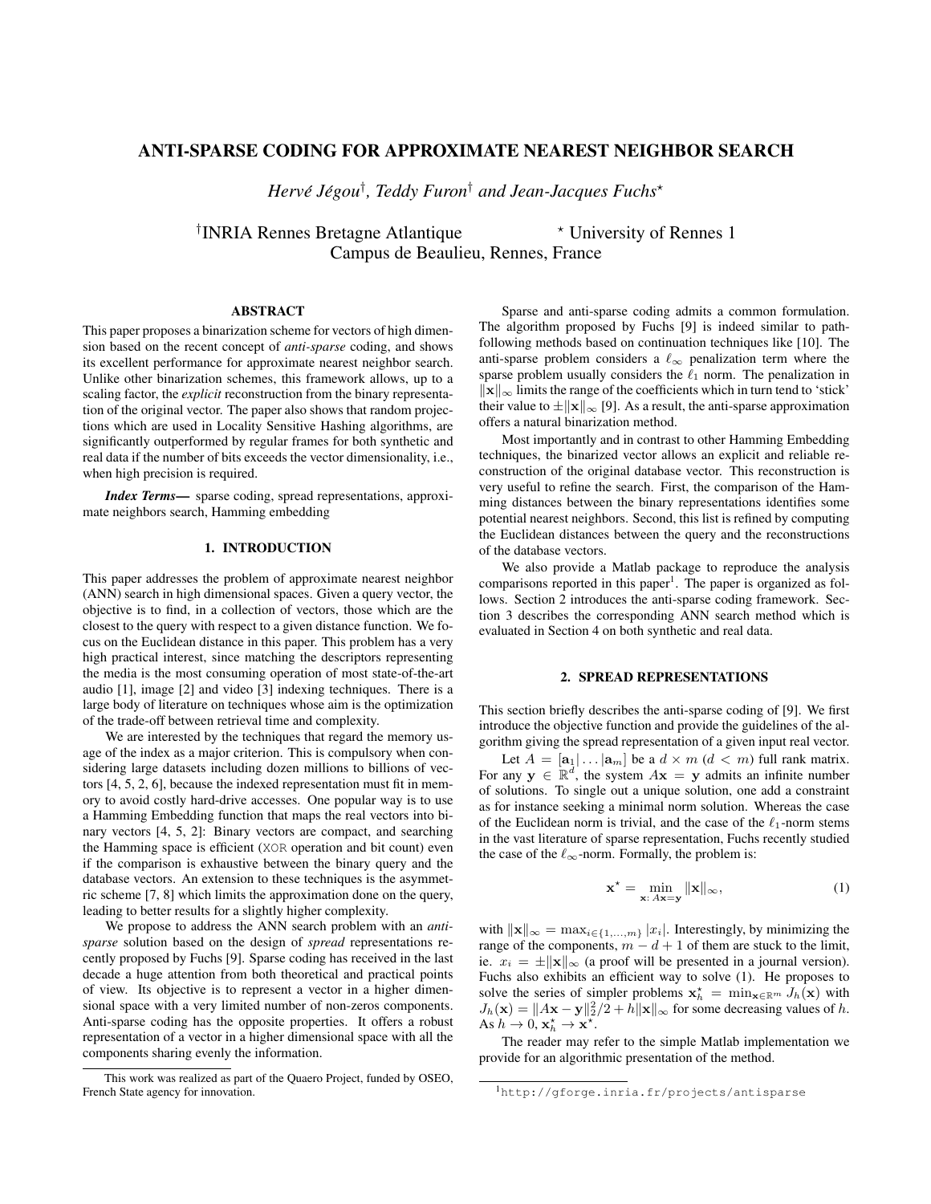# ANTI-SPARSE CODING FOR APPROXIMATE NEAREST NEIGHBOR SEARCH

*Hervé Jégou*[†]*, Teddy Furon*[†] *and Jean-Jacques Fuchs*[⋆]

[†]INRIA Rennes Bretagne Atlantique [⋆] University of Rennes 1
Campus de Beaulieu, Rennes, France

## ABSTRACT

This paper proposes a binarization scheme for vectors of high dimension based on the recent concept of *anti-sparse* coding, and shows its excellent performance for approximate nearest neighbor search. Unlike other binarization schemes, this framework allows, up to a scaling factor, the *explicit* reconstruction from the binary representation of the original vector. The paper also shows that random projections which are used in Locality Sensitive Hashing algorithms, are significantly outperformed by regular frames for both synthetic and real data if the number of bits exceeds the vector dimensionality, i.e., when high precision is required.

***Index Terms***— sparse coding, spread representations, approximate neighbors search, Hamming embedding

## 1. INTRODUCTION

This paper addresses the problem of approximate nearest neighbor (ANN) search in high dimensional spaces. Given a query vector, the objective is to find, in a collection of vectors, those which are the closest to the query with respect to a given distance function. We focus on the Euclidean distance in this paper. This problem has a very high practical interest, since matching the descriptors representing the media is the most consuming operation of most state-of-the-art audio [1], image [2] and video [3] indexing techniques. There is a large body of literature on techniques whose aim is the optimization of the trade-off between retrieval time and complexity.

We are interested by the techniques that regard the memory usage of the index as a major criterion. This is compulsory when considering large datasets including dozen millions to billions of vectors [4, 5, 2, 6], because the indexed representation must fit in memory to avoid costly hard-drive accesses. One popular way is to use a Hamming Embedding function that maps the real vectors into binary vectors [4, 5, 2]: Binary vectors are compact, and searching the Hamming space is efficient (XOR operation and bit count) even if the comparison is exhaustive between the binary query and the database vectors. An extension to these techniques is the asymmetric scheme [7, 8] which limits the approximation done on the query, leading to better results for a slightly higher complexity.

We propose to address the ANN search problem with an *anti-sparse* solution based on the design of *spread* representations recently proposed by Fuchs [9]. Sparse coding has received in the last decade a huge attention from both theoretical and practical points of view. Its objective is to represent a vector in a higher dimensional space with a very limited number of non-zeros components. Anti-sparse coding has the opposite properties. It offers a robust representation of a vector in a higher dimensional space with all the components sharing evenly the information.

This work was realized as part of the Quaero Project, funded by OSEO, French State agency for innovation.

Sparse and anti-sparse coding admits a common formulation. The algorithm proposed by Fuchs [9] is indeed similar to path-following methods based on continuation techniques like [10]. The anti-sparse problem considers a $\ell_\infty$ penalization term where the sparse problem usually considers the $\ell_1$ norm. The penalization in $\|\mathbf{x}\|_\infty$ limits the range of the coefficients which in turn tend to 'stick' their value to $\pm\|\mathbf{x}\|_\infty$ [9]. As a result, the anti-sparse approximation offers a natural binarization method.

Most importantly and in contrast to other Hamming Embedding techniques, the binarized vector allows an explicit and reliable reconstruction of the original database vector. This reconstruction is very useful to refine the search. First, the comparison of the Hamming distances between the binary representations identifies some potential nearest neighbors. Second, this list is refined by computing the Euclidean distances between the query and the reconstructions of the database vectors.

We also provide a Matlab package to reproduce the analysis comparisons reported in this paper[1]. The paper is organized as follows. Section 2 introduces the anti-sparse coding framework. Section 3 describes the corresponding ANN search method which is evaluated in Section 4 on both synthetic and real data.

## 2. SPREAD REPRESENTATIONS

This section briefly describes the anti-sparse coding of [9]. We first introduce the objective function and provide the guidelines of the algorithm giving the spread representation of a given input real vector.

Let $A = [\mathbf{a}_1|\dots|\mathbf{a}_m]$ be a $d \times m$ $(d < m)$ full rank matrix. For any $\mathbf{y} \in \mathbb{R}^d$, the system $A\mathbf{x} = \mathbf{y}$ admits an infinite number of solutions. To single out a unique solution, one add a constraint as for instance seeking a minimal norm solution. Whereas the case of the Euclidean norm is trivial, and the case of the $\ell_1$-norm stems in the vast literature of sparse representation, Fuchs recently studied the case of the $\ell_\infty$-norm. Formally, the problem is:

$$\mathbf{x}^\star = \min_{\mathbf{x}:\, A\mathbf{x}=\mathbf{y}} \|\mathbf{x}\|_\infty, \tag{1}$$

with $\|\mathbf{x}\|_\infty = \max_{i\in\{1,\dots,m\}} |x_i|$. Interestingly, by minimizing the range of the components, $m - d + 1$ of them are stuck to the limit, ie. $x_i = \pm\|\mathbf{x}\|_\infty$ (a proof will be presented in a journal version). Fuchs also exhibits an efficient way to solve (1). He proposes to solve the series of simpler problems $\mathbf{x}_h^\star = \min_{\mathbf{x}\in\mathbb{R}^m} J_h(\mathbf{x})$ with $J_h(\mathbf{x}) = \|A\mathbf{x} - \mathbf{y}\|_2^2/2 + h\|\mathbf{x}\|_\infty$ for some decreasing values of $h$. As $h \to 0$, $\mathbf{x}_h^\star \to \mathbf{x}^\star$.

The reader may refer to the simple Matlab implementation we provide for an algorithmic presentation of the method.

[1] `http://gforge.inria.fr/projects/antisparse`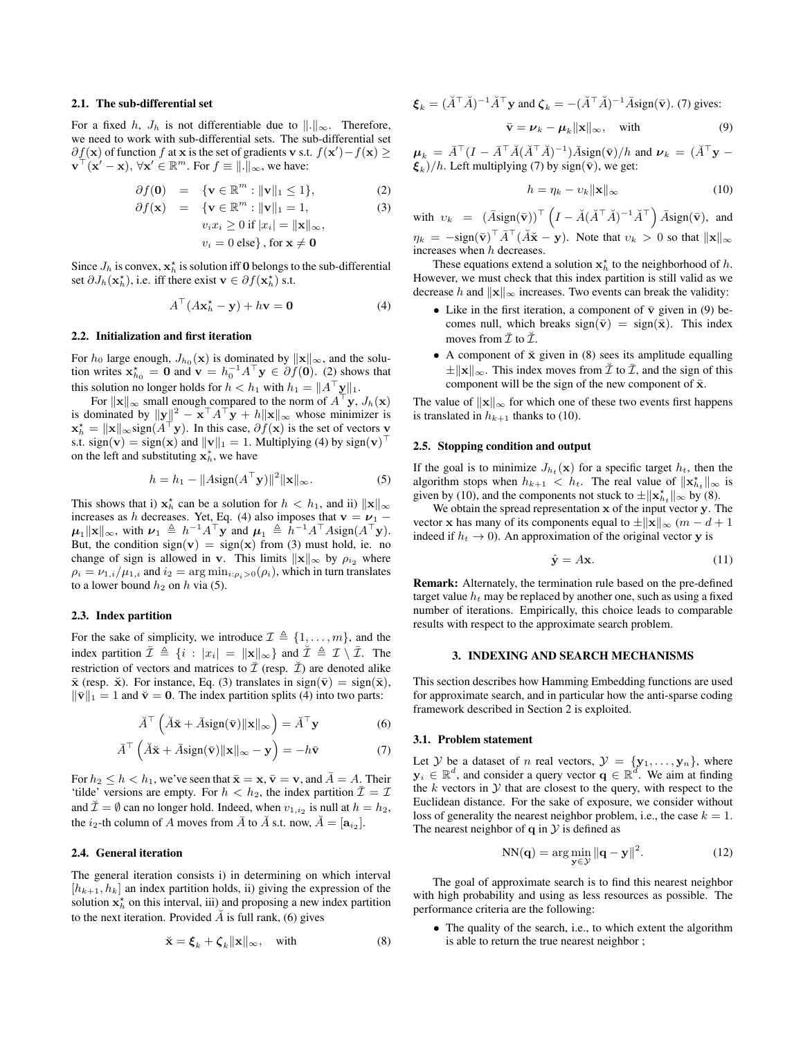### 2.1. The sub-differential set

For a fixed $h$, $J_h$ is not differentiable due to $\|.\|_\infty$. Therefore, we need to work with sub-differential sets. The sub-differential set $\partial f(\mathbf{x})$ of function $f$ at $\mathbf{x}$ is the set of gradients $\mathbf{v}$ s.t. $f(\mathbf{x}')-f(\mathbf{x}) \geq \mathbf{v}^\top(\mathbf{x}'-\mathbf{x}),\ \forall \mathbf{x}' \in \mathbb{R}^m$. For $f \equiv \|.\|_\infty$, we have:

$$\partial f(\mathbf{0}) = \{\mathbf{v} \in \mathbb{R}^m : \|\mathbf{v}\|_1 \leq 1\}, \tag{2}$$

$$\partial f(\mathbf{x}) = \{\mathbf{v} \in \mathbb{R}^m : \|\mathbf{v}\|_1 = 1, \quad v_i x_i \geq 0 \text{ if } |x_i| = \|\mathbf{x}\|_\infty, \quad v_i = 0 \text{ else}\}, \text{ for } \mathbf{x} \neq \mathbf{0} \tag{3}$$

Since $J_h$ is convex, $\mathbf{x}_h^\star$ is solution iff $\mathbf{0}$ belongs to the sub-differential set $\partial J_h(\mathbf{x}_h^\star)$, i.e. iff there exist $\mathbf{v} \in \partial f(\mathbf{x}_h^\star)$ s.t.

$$A^\top(A\mathbf{x}_h^\star - \mathbf{y}) + h\mathbf{v} = \mathbf{0} \tag{4}$$

### 2.2. Initialization and first iteration

For $h_0$ large enough, $J_{h_0}(\mathbf{x})$ is dominated by $\|\mathbf{x}\|_\infty$, and the solution writes $\mathbf{x}_{h_0}^\star = \mathbf{0}$ and $\mathbf{v} = h_0^{-1}A^\top\mathbf{y} \in \partial f(\mathbf{0})$. (2) shows that this solution no longer holds for $h < h_1$ with $h_1 = \|A^\top\mathbf{y}\|_1$.

For $\|\mathbf{x}\|_\infty$ small enough compared to the norm of $A^\top\mathbf{y}$, $J_h(\mathbf{x})$ is dominated by $\|\mathbf{y}\|^2 - \mathbf{x}^\top A^\top\mathbf{y} + h\|\mathbf{x}\|_\infty$ whose minimizer is $\mathbf{x}_h^\star = \|\mathbf{x}\|_\infty \text{sign}(A^\top\mathbf{y})$. In this case, $\partial f(\mathbf{x})$ is the set of vectors $\mathbf{v}$ s.t. $\text{sign}(\mathbf{v}) = \text{sign}(\mathbf{x})$ and $\|\mathbf{v}\|_1 = 1$. Multiplying (4) by $\text{sign}(\mathbf{v})^\top$ on the left and substituting $\mathbf{x}_h^\star$, we have

$$h = h_1 - \|A\text{sign}(A^\top\mathbf{y})\|^2\|\mathbf{x}\|_\infty. \tag{5}$$

This shows that i) $\mathbf{x}_h^\star$ can be a solution for $h < h_1$, and ii) $\|\mathbf{x}\|_\infty$ increases as $h$ decreases. Yet, Eq. (4) also imposes that $\mathbf{v} = \boldsymbol{\nu}_1 - \boldsymbol{\mu}_1\|\mathbf{x}\|_\infty$, with $\boldsymbol{\nu}_1 \triangleq h^{-1}A^\top\mathbf{y}$ and $\boldsymbol{\mu}_1 \triangleq h^{-1}A^\top A\text{sign}(A^\top\mathbf{y})$. But, the condition $\text{sign}(\mathbf{v}) = \text{sign}(\mathbf{x})$ from (3) must hold, ie. no change of sign is allowed in $\mathbf{v}$. This limits $\|\mathbf{x}\|_\infty$ by $\rho_{i_2}$ where $\rho_i = \nu_{1,i}/\mu_{1,i}$ and $i_2 = \arg\min_{i:\rho_i>0}(\rho_i)$, which in turn translates to a lower bound $h_2$ on $h$ via (5).

### 2.3. Index partition

For the sake of simplicity, we introduce $\mathcal{I} \triangleq \{1,\ldots,m\}$, and the index partition $\bar{\mathcal{I}} \triangleq \{i : |x_i| = \|\mathbf{x}\|_\infty\}$ and $\breve{\mathcal{I}} \triangleq \mathcal{I} \setminus \bar{\mathcal{I}}$. The restriction of vectors and matrices to $\bar{\mathcal{I}}$ (resp. $\breve{\mathcal{I}}$) are denoted alike $\bar{\mathbf{x}}$ (resp. $\breve{\mathbf{x}}$). For instance, Eq. (3) translates in $\text{sign}(\bar{\mathbf{v}}) = \text{sign}(\bar{\mathbf{x}})$, $\|\bar{\mathbf{v}}\|_1 = 1$ and $\breve{\mathbf{v}} = \mathbf{0}$. The index partition splits (4) into two parts:

$$\breve{A}^\top\left(\breve{A}\breve{\mathbf{x}} + \bar{A}\text{sign}(\bar{\mathbf{v}})\|\mathbf{x}\|_\infty\right) = \breve{A}^\top\mathbf{y} \tag{6}$$

$$\bar{A}^\top\left(\breve{A}\breve{\mathbf{x}} + \bar{A}\text{sign}(\bar{\mathbf{v}})\|\mathbf{x}\|_\infty - \mathbf{y}\right) = -h\bar{\mathbf{v}} \tag{7}$$

For $h_2 \leq h < h_1$, we've seen that $\bar{\mathbf{x}} = \mathbf{x}$, $\bar{\mathbf{v}} = \mathbf{v}$, and $\bar{A} = A$. Their 'tilde' versions are empty. For $h < h_2$, the index partition $\bar{\mathcal{I}} = \mathcal{I}$ and $\breve{\mathcal{I}} = \emptyset$ can no longer hold. Indeed, when $v_{1,i_2}$ is null at $h = h_2$, the $i_2$-th column of $A$ moves from $\bar{A}$ to $\breve{A}$ s.t. now, $\breve{A} = [\mathbf{a}_{i_2}]$.

### 2.4. General iteration

The general iteration consists i) in determining on which interval $[h_{k+1}, h_k]$ an index partition holds, ii) giving the expression of the solution $\mathbf{x}_h^\star$ on this interval, iii) and proposing a new index partition to the next iteration. Provided $\breve{A}$ is full rank, (6) gives

$$\breve{\mathbf{x}} = \boldsymbol{\xi}_k + \boldsymbol{\zeta}_k\|\mathbf{x}\|_\infty, \quad \text{with} \tag{8}$$

$\boldsymbol{\xi}_k = (\breve{A}^\top\breve{A})^{-1}\breve{A}^\top\mathbf{y}$ and $\boldsymbol{\zeta}_k = -(\breve{A}^\top\breve{A})^{-1}\bar{A}\text{sign}(\bar{\mathbf{v}})$. (7) gives:

$$\bar{\mathbf{v}} = \boldsymbol{\nu}_k - \boldsymbol{\mu}_k\|\mathbf{x}\|_\infty, \quad \text{with} \tag{9}$$

$\boldsymbol{\mu}_k = \bar{A}^\top(I - \bar{A}^\top\breve{A}(\breve{A}^\top\breve{A})^{-1})\bar{A}\text{sign}(\bar{\mathbf{v}})/h$ and $\boldsymbol{\nu}_k = (\breve{A}^\top\mathbf{y} - \boldsymbol{\xi}_k)/h$. Left multiplying (7) by $\text{sign}(\bar{\mathbf{v}})$, we get:

$$h = \eta_k - \upsilon_k\|\mathbf{x}\|_\infty \tag{10}$$

with $\upsilon_k = (\bar{A}\text{sign}(\bar{\mathbf{v}}))^\top\left(I - \breve{A}(\breve{A}^\top\breve{A})^{-1}\breve{A}^\top\right)\bar{A}\text{sign}(\bar{\mathbf{v}})$, and $\eta_k = -\text{sign}(\bar{\mathbf{v}})^\top\bar{A}^\top(\breve{A}\breve{\mathbf{x}} - \mathbf{y})$. Note that $\upsilon_k > 0$ so that $\|\mathbf{x}\|_\infty$ increases when $h$ decreases.

These equations extend a solution $\mathbf{x}_h^\star$ to the neighborhood of $h$. However, we must check that this index partition is still valid as we decrease $h$ and $\|\mathbf{x}\|_\infty$ increases. Two events can break the validity:

- Like in the first iteration, a component of $\bar{\mathbf{v}}$ given in (9) becomes null, which breaks $\text{sign}(\bar{\mathbf{v}}) = \text{sign}(\bar{\mathbf{x}})$. This index moves from $\bar{\mathcal{I}}$ to $\breve{\mathcal{I}}$.
- A component of $\breve{\mathbf{x}}$ given in (8) sees its amplitude equalling $\pm\|\mathbf{x}\|_\infty$. This index moves from $\breve{\mathcal{I}}$ to $\bar{\mathcal{I}}$, and the sign of this component will be the sign of the new component of $\bar{\mathbf{x}}$.

The value of $\|\mathbf{x}\|_\infty$ for which one of these two events first happens is translated in $h_{k+1}$ thanks to (10).

### 2.5. Stopping condition and output

If the goal is to minimize $J_{h_t}(\mathbf{x})$ for a specific target $h_t$, then the algorithm stops when $h_{k+1} < h_t$. The real value of $\|\mathbf{x}_{h_t}^\star\|_\infty$ is given by (10), and the components not stuck to $\pm\|\mathbf{x}_{h_t}^\star\|_\infty$ by (8).

We obtain the spread representation $\mathbf{x}$ of the input vector $\mathbf{y}$. The vector $\mathbf{x}$ has many of its components equal to $\pm\|\mathbf{x}\|_\infty$ ($m-d+1$ indeed if $h_t \to 0$). An approximation of the original vector $\mathbf{y}$ is

$$\hat{\mathbf{y}} = A\mathbf{x}. \tag{11}$$

**Remark:** Alternately, the termination rule based on the pre-defined target value $h_t$ may be replaced by another one, such as using a fixed number of iterations. Empirically, this choice leads to comparable results with respect to the approximate search problem.

## 3. INDEXING AND SEARCH MECHANISMS

This section describes how Hamming Embedding functions are used for approximate search, and in particular how the anti-sparse coding framework described in Section 2 is exploited.

### 3.1. Problem statement

Let $\mathcal{Y}$ be a dataset of $n$ real vectors, $\mathcal{Y} = \{\mathbf{y}_1,\ldots,\mathbf{y}_n\}$, where $\mathbf{y}_i \in \mathbb{R}^d$, and consider a query vector $\mathbf{q} \in \mathbb{R}^d$. We aim at finding the $k$ vectors in $\mathcal{Y}$ that are closest to the query, with respect to the Euclidean distance. For the sake of exposure, we consider without loss of generality the nearest neighbor problem, i.e., the case $k = 1$. The nearest neighbor of $\mathbf{q}$ in $\mathcal{Y}$ is defined as

$$\text{NN}(\mathbf{q}) = \arg\min_{\mathbf{y}\in\mathcal{Y}} \|\mathbf{q} - \mathbf{y}\|^2. \tag{12}$$

The goal of approximate search is to find this nearest neighbor with high probability and using as less resources as possible. The performance criteria are the following:

- The quality of the search, i.e., to which extent the algorithm is able to return the true nearest neighbor ;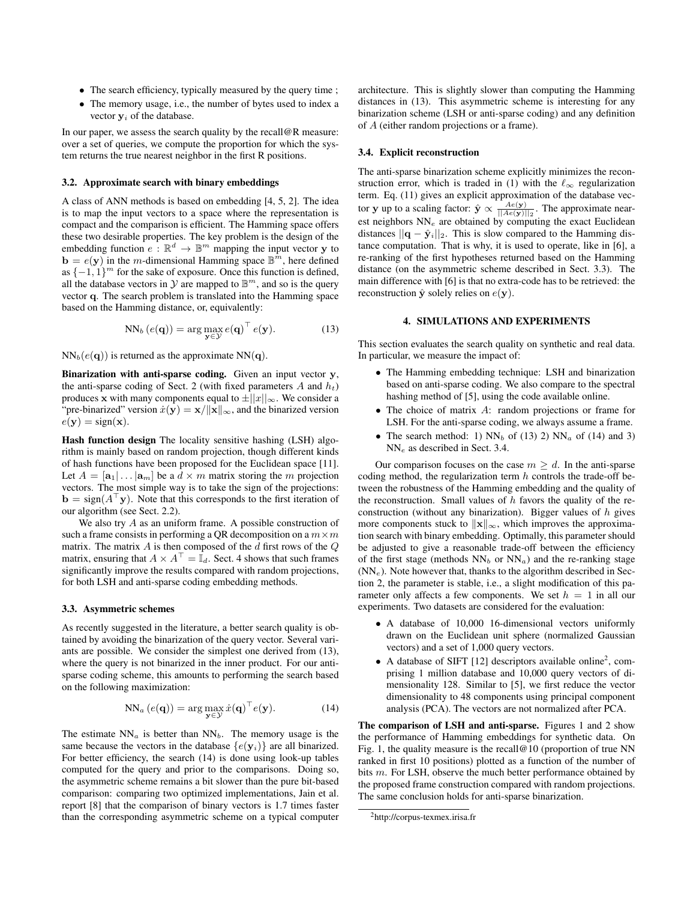- The search efficiency, typically measured by the query time ;
- The memory usage, i.e., the number of bytes used to index a vector $\mathbf{y}_i$ of the database.

In our paper, we assess the search quality by the recall@R measure: over a set of queries, we compute the proportion for which the system returns the true nearest neighbor in the first R positions.

### 3.2. Approximate search with binary embeddings

A class of ANN methods is based on embedding [4, 5, 2]. The idea is to map the input vectors to a space where the representation is compact and the comparison is efficient. The Hamming space offers these two desirable properties. The key problem is the design of the embedding function $e : \mathbb{R}^d \rightarrow \mathbb{B}^m$ mapping the input vector $\mathbf{y}$ to $\mathbf{b} = e(\mathbf{y})$ in the $m$-dimensional Hamming space $\mathbb{B}^m$, here defined as $\{-1, 1\}^m$ for the sake of exposure. Once this function is defined, all the database vectors in $\mathcal{Y}$ are mapped to $\mathbb{B}^m$, and so is the query vector $\mathbf{q}$. The search problem is translated into the Hamming space based on the Hamming distance, or, equivalently:

$$\mathrm{NN}_b\left(e(\mathbf{q})\right) = \arg\max_{\mathbf{y} \in \mathcal{Y}} e(\mathbf{q})^\top e(\mathbf{y}). \tag{13}$$

$\mathrm{NN}_b(e(\mathbf{q}))$ is returned as the approximate $\mathrm{NN}(\mathbf{q})$.

**Binarization with anti-sparse coding.** Given an input vector $\mathbf{y}$, the anti-sparse coding of Sect. 2 (with fixed parameters $A$ and $h_t$) produces $\mathbf{x}$ with many components equal to $\pm\|x\|_\infty$. We consider a "pre-binarized" version $\dot{x}(\mathbf{y}) = \mathbf{x}/\|\mathbf{x}\|_\infty$, and the binarized version $e(\mathbf{y}) = \mathrm{sign}(\mathbf{x})$.

**Hash function design** The locality sensitive hashing (LSH) algorithm is mainly based on random projection, though different kinds of hash functions have been proposed for the Euclidean space [11]. Let $A = [\mathbf{a}_1 | \dots | \mathbf{a}_m]$ be a $d \times m$ matrix storing the $m$ projection vectors. The most simple way is to take the sign of the projections: $\mathbf{b} = \mathrm{sign}(A^\top \mathbf{y})$. Note that this corresponds to the first iteration of our algorithm (see Sect. 2.2).

We also try $A$ as an uniform frame. A possible construction of such a frame consists in performing a QR decomposition on a $m \times m$ matrix. The matrix $A$ is then composed of the $d$ first rows of the $Q$ matrix, ensuring that $A \times A^\top = \mathbb{I}_d$. Sect. 4 shows that such frames significantly improve the results compared with random projections, for both LSH and anti-sparse coding embedding methods.

### 3.3. Asymmetric schemes

As recently suggested in the literature, a better search quality is obtained by avoiding the binarization of the query vector. Several variants are possible. We consider the simplest one derived from (13), where the query is not binarized in the inner product. For our anti-sparse coding scheme, this amounts to performing the search based on the following maximization:

$$\mathrm{NN}_a\left(e(\mathbf{q})\right) = \arg\max_{\mathbf{y} \in \mathcal{Y}} \dot{x}(\mathbf{q})^\top e(\mathbf{y}). \tag{14}$$

The estimate $\mathrm{NN}_a$ is better than $\mathrm{NN}_b$. The memory usage is the same because the vectors in the database $\{e(\mathbf{y}_i)\}$ are all binarized. For better efficiency, the search (14) is done using look-up tables computed for the query and prior to the comparisons. Doing so, the asymmetric scheme remains a bit slower than the pure bit-based comparison: comparing two optimized implementations, Jain et al. report [8] that the comparison of binary vectors is 1.7 times faster than the corresponding asymmetric scheme on a typical computer architecture. This is slightly slower than computing the Hamming distances in (13). This asymmetric scheme is interesting for any binarization scheme (LSH or anti-sparse coding) and any definition of $A$ (either random projections or a frame).

### 3.4. Explicit reconstruction

The anti-sparse binarization scheme explicitly minimizes the reconstruction error, which is traded in (1) with the $\ell_\infty$ regularization term. Eq. (11) gives an explicit approximation of the database vector $\mathbf{y}$ up to a scaling factor: $\hat{\mathbf{y}} \propto \frac{Ae(\mathbf{y})}{||Ae(\mathbf{y})||_2}$. The approximate nearest neighbors $\mathrm{NN}_e$ are obtained by computing the exact Euclidean distances $||\mathbf{q} - \hat{\mathbf{y}}_i||_2$. This is slow compared to the Hamming distance computation. That is why, it is used to operate, like in [6], a re-ranking of the first hypotheses returned based on the Hamming distance (on the asymmetric scheme described in Sect. 3.3). The main difference with [6] is that no extra-code has to be retrieved: the reconstruction $\hat{\mathbf{y}}$ solely relies on $e(\mathbf{y})$.

## 4. SIMULATIONS AND EXPERIMENTS

This section evaluates the search quality on synthetic and real data. In particular, we measure the impact of:

- The Hamming embedding technique: LSH and binarization based on anti-sparse coding. We also compare to the spectral hashing method of [5], using the code available online.
- The choice of matrix $A$: random projections or frame for LSH. For the anti-sparse coding, we always assume a frame.
- The search method: 1) $\mathrm{NN}_b$ of (13) 2) $\mathrm{NN}_a$ of (14) and 3) $\mathrm{NN}_e$ as described in Sect. 3.4.

Our comparison focuses on the case $m \geq d$. In the anti-sparse coding method, the regularization term $h$ controls the trade-off between the robustness of the Hamming embedding and the quality of the reconstruction. Small values of $h$ favors the quality of the reconstruction (without any binarization). Bigger values of $h$ gives more components stuck to $\|\mathbf{x}\|_\infty$, which improves the approximation search with binary embedding. Optimally, this parameter should be adjusted to give a reasonable trade-off between the efficiency of the first stage (methods $\mathrm{NN}_b$ or $\mathrm{NN}_a$) and the re-ranking stage ($\mathrm{NN}_e$). Note however that, thanks to the algorithm described in Section 2, the parameter is stable, i.e., a slight modification of this parameter only affects a few components. We set $h = 1$ in all our experiments. Two datasets are considered for the evaluation:

- A database of 10,000 16-dimensional vectors uniformly drawn on the Euclidean unit sphere (normalized Gaussian vectors) and a set of 1,000 query vectors.
- A database of SIFT [12] descriptors available online[2], comprising 1 million database and 10,000 query vectors of dimensionality 128. Similar to [5], we first reduce the vector dimensionality to 48 components using principal component analysis (PCA). The vectors are not normalized after PCA.

**The comparison of LSH and anti-sparse.** Figures 1 and 2 show the performance of Hamming embeddings for synthetic data. On Fig. 1, the quality measure is the recall@10 (proportion of true NN ranked in first 10 positions) plotted as a function of the number of bits $m$. For LSH, observe the much better performance obtained by the proposed frame construction compared with random projections. The same conclusion holds for anti-sparse binarization.

[2]http://corpus-texmex.irisa.fr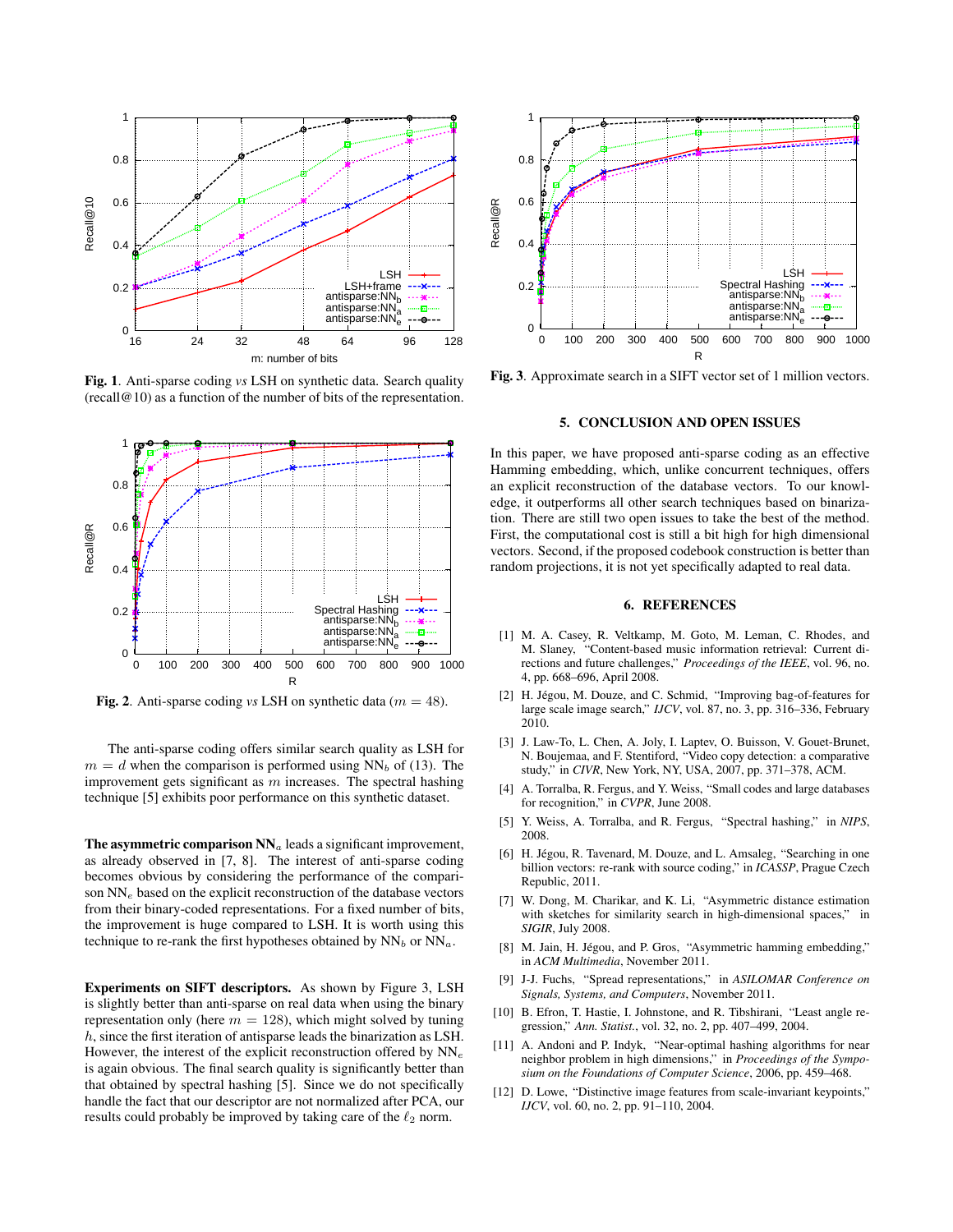1
0.8
0.6
0.4
0.2
0
16 24 32 48 64 96 128
m: number of bits
Recall@10
LSH
LSH+frame
antisparse:$NN_b$
antisparse:$NN_a$
antisparse:$NN_e$

**Fig. 1**. Anti-sparse coding *vs* LSH on synthetic data. Search quality (recall@10) as a function of the number of bits of the representation.

1
0.8
0.6
0.4
0.2
0
0 100 200 300 400 500 600 700 800 900 1000
R
Recall@R
LSH
Spectral Hashing
antisparse:$NN_b$
antisparse:$NN_a$
antisparse:$NN_e$

**Fig. 2**. Anti-sparse coding *vs* LSH on synthetic data ($m = 48$).

The anti-sparse coding offers similar search quality as LSH for $m = d$ when the comparison is performed using $\text{NN}_b$ of (13). The improvement gets significant as $m$ increases. The spectral hashing technique [5] exhibits poor performance on this synthetic dataset.

**The asymmetric comparison $\text{NN}_a$** leads a significant improvement, as already observed in [7, 8]. The interest of anti-sparse coding becomes obvious by considering the performance of the comparison $\text{NN}_e$ based on the explicit reconstruction of the database vectors from their binary-coded representations. For a fixed number of bits, the improvement is huge compared to LSH. It is worth using this technique to re-rank the first hypotheses obtained by $\text{NN}_b$ or $\text{NN}_a$.

**Experiments on SIFT descriptors.** As shown by Figure 3, LSH is slightly better than anti-sparse on real data when using the binary representation only (here $m = 128$), which might solved by tuning $h$, since the first iteration of antisparse leads the binarization as LSH. However, the interest of the explicit reconstruction offered by $\text{NN}_e$ is again obvious. The final search quality is significantly better than that obtained by spectral hashing [5]. Since we do not specifically handle the fact that our descriptor are not normalized after PCA, our results could probably be improved by taking care of the $\ell_2$ norm.

1
0.8
0.6
0.4
0.2
0
0 100 200 300 400 500 600 700 800 900 1000
R
Recall@R
LSH
Spectral Hashing
antisparse:$NN_b$
antisparse:$NN_a$
antisparse:$NN_e$

**Fig. 3**. Approximate search in a SIFT vector set of 1 million vectors.

## 5. CONCLUSION AND OPEN ISSUES

In this paper, we have proposed anti-sparse coding as an effective Hamming embedding, which, unlike concurrent techniques, offers an explicit reconstruction of the database vectors. To our knowledge, it outperforms all other search techniques based on binarization. There are still two open issues to take the best of the method. First, the computational cost is still a bit high for high dimensional vectors. Second, if the proposed codebook construction is better than random projections, it is not yet specifically adapted to real data.

## 6. REFERENCES

[1] M. A. Casey, R. Veltkamp, M. Goto, M. Leman, C. Rhodes, and M. Slaney, "Content-based music information retrieval: Current directions and future challenges," *Proceedings of the IEEE*, vol. 96, no. 4, pp. 668–696, April 2008.

[2] H. Jégou, M. Douze, and C. Schmid, "Improving bag-of-features for large scale image search," *IJCV*, vol. 87, no. 3, pp. 316–336, February 2010.

[3] J. Law-To, L. Chen, A. Joly, I. Laptev, O. Buisson, V. Gouet-Brunet, N. Boujemaa, and F. Stentiford, "Video copy detection: a comparative study," in *CIVR*, New York, NY, USA, 2007, pp. 371–378, ACM.

[4] A. Torralba, R. Fergus, and Y. Weiss, "Small codes and large databases for recognition," in *CVPR*, June 2008.

[5] Y. Weiss, A. Torralba, and R. Fergus, "Spectral hashing," in *NIPS*, 2008.

[6] H. Jégou, R. Tavenard, M. Douze, and L. Amsaleg, "Searching in one billion vectors: re-rank with source coding," in *ICASSP*, Prague Czech Republic, 2011.

[7] W. Dong, M. Charikar, and K. Li, "Asymmetric distance estimation with sketches for similarity search in high-dimensional spaces," in *SIGIR*, July 2008.

[8] M. Jain, H. Jégou, and P. Gros, "Asymmetric hamming embedding," in *ACM Multimedia*, November 2011.

[9] J-J. Fuchs, "Spread representations," in *ASILOMAR Conference on Signals, Systems, and Computers*, November 2011.

[10] B. Efron, T. Hastie, I. Johnstone, and R. Tibshirani, "Least angle regression," *Ann. Statist.*, vol. 32, no. 2, pp. 407–499, 2004.

[11] A. Andoni and P. Indyk, "Near-optimal hashing algorithms for near neighbor problem in high dimensions," in *Proceedings of the Symposium on the Foundations of Computer Science*, 2006, pp. 459–468.

[12] D. Lowe, "Distinctive image features from scale-invariant keypoints," *IJCV*, vol. 60, no. 2, pp. 91–110, 2004.